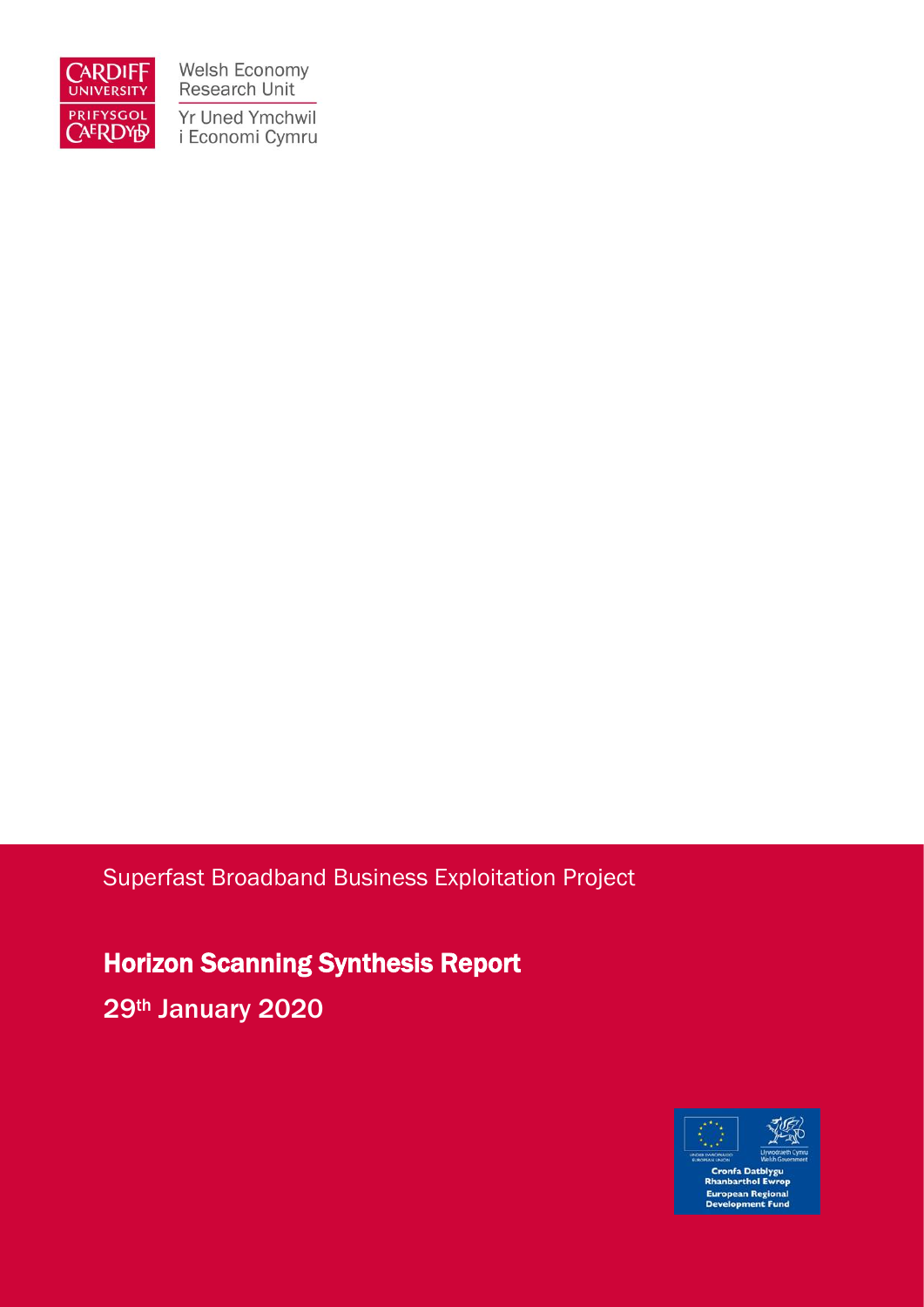Welsh Economy Research Unit

Yr Uned Ymchwil i Economi Cymru

Superfast Broadband Business Exploitation Project

# Horizon Scanning Synthesis Report

29th January 2020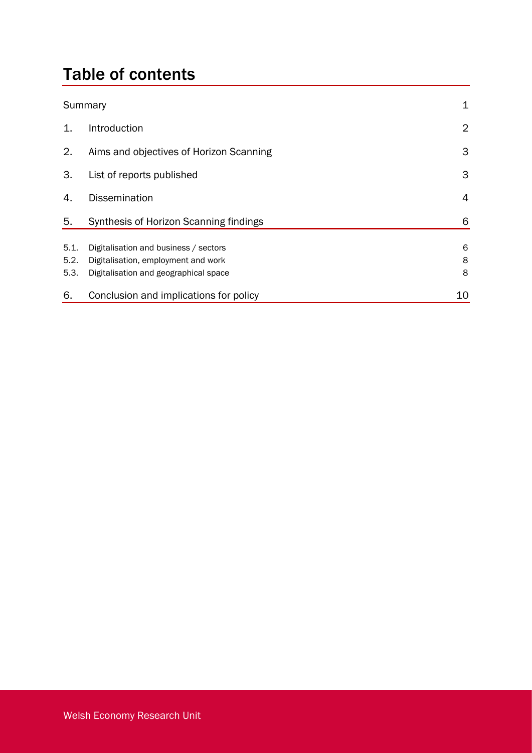# Table of contents

| | | |
|---|---|---|
| Summary | | 1 |
| 1. | Introduction | 2 |
| 2. | Aims and objectives of Horizon Scanning | 3 |
| 3. | List of reports published | 3 |
| 4. | Dissemination | 4 |
| 5. | Synthesis of Horizon Scanning findings | 6 |
| 5.1. | Digitalisation and business / sectors | 6 |
| 5.2. | Digitalisation, employment and work | 8 |
| 5.3. | Digitalisation and geographical space | 8 |
| 6. | Conclusion and implications for policy | 10 |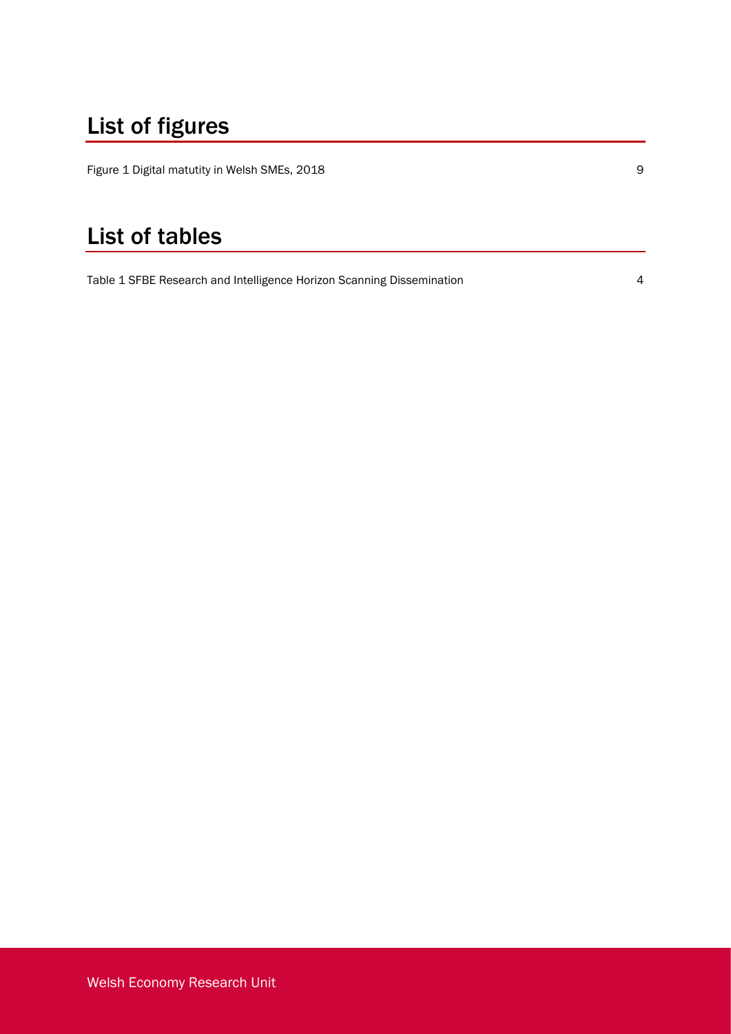# List of figures

Figure 1 Digital matutity in Welsh SMEs, 2018 9

# List of tables

Table 1 SFBE Research and Intelligence Horizon Scanning Dissemination 4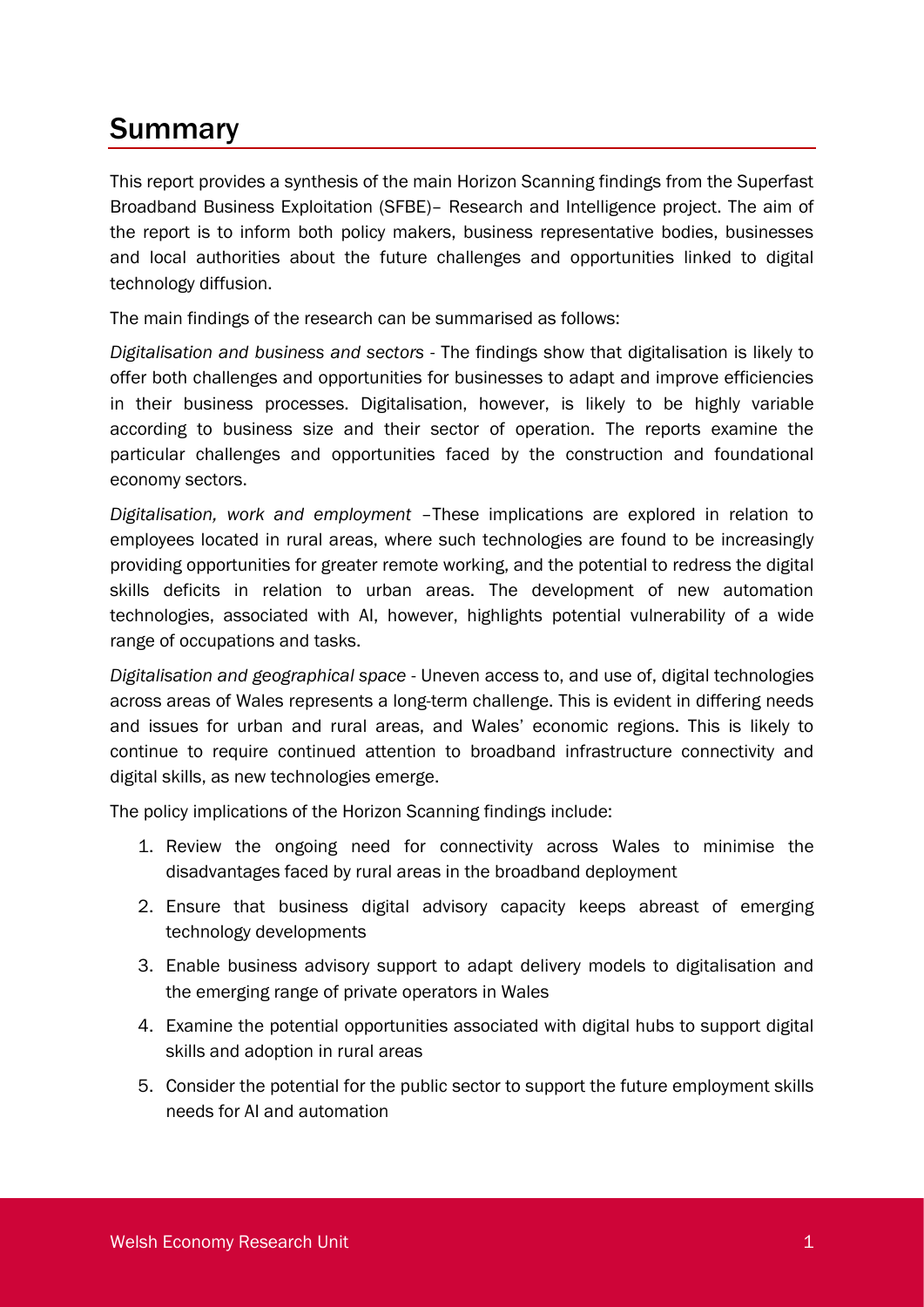# Summary

This report provides a synthesis of the main Horizon Scanning findings from the Superfast Broadband Business Exploitation (SFBE)– Research and Intelligence project. The aim of the report is to inform both policy makers, business representative bodies, businesses and local authorities about the future challenges and opportunities linked to digital technology diffusion.

The main findings of the research can be summarised as follows:

*Digitalisation and business and sectors* - The findings show that digitalisation is likely to offer both challenges and opportunities for businesses to adapt and improve efficiencies in their business processes. Digitalisation, however, is likely to be highly variable according to business size and their sector of operation. The reports examine the particular challenges and opportunities faced by the construction and foundational economy sectors.

*Digitalisation, work and employment* –These implications are explored in relation to employees located in rural areas, where such technologies are found to be increasingly providing opportunities for greater remote working, and the potential to redress the digital skills deficits in relation to urban areas. The development of new automation technologies, associated with AI, however, highlights potential vulnerability of a wide range of occupations and tasks.

*Digitalisation and geographical space* - Uneven access to, and use of, digital technologies across areas of Wales represents a long-term challenge. This is evident in differing needs and issues for urban and rural areas, and Wales' economic regions. This is likely to continue to require continued attention to broadband infrastructure connectivity and digital skills, as new technologies emerge.

The policy implications of the Horizon Scanning findings include:

1. Review the ongoing need for connectivity across Wales to minimise the disadvantages faced by rural areas in the broadband deployment
2. Ensure that business digital advisory capacity keeps abreast of emerging technology developments
3. Enable business advisory support to adapt delivery models to digitalisation and the emerging range of private operators in Wales
4. Examine the potential opportunities associated with digital hubs to support digital skills and adoption in rural areas
5. Consider the potential for the public sector to support the future employment skills needs for AI and automation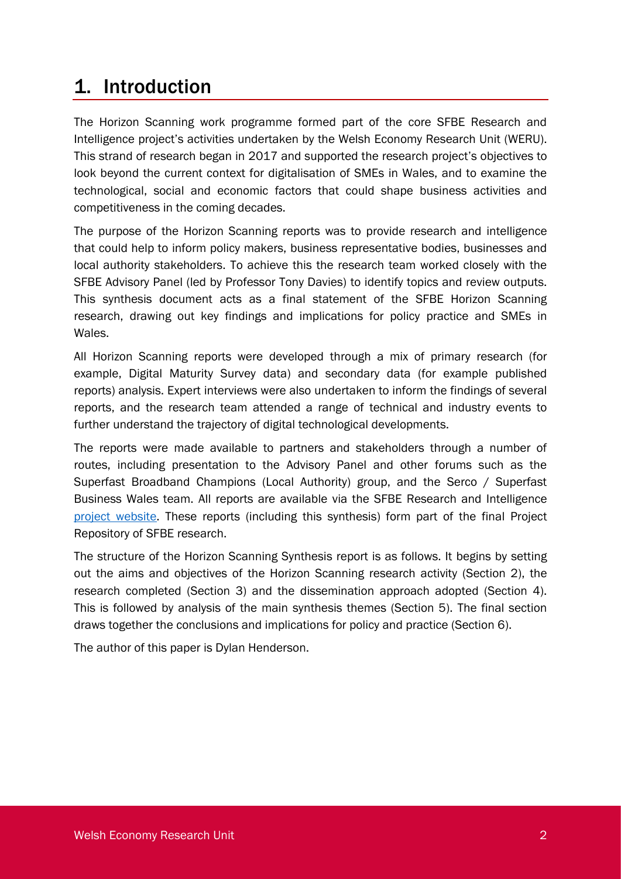# 1. Introduction

The Horizon Scanning work programme formed part of the core SFBE Research and Intelligence project's activities undertaken by the Welsh Economy Research Unit (WERU). This strand of research began in 2017 and supported the research project's objectives to look beyond the current context for digitalisation of SMEs in Wales, and to examine the technological, social and economic factors that could shape business activities and competitiveness in the coming decades.

The purpose of the Horizon Scanning reports was to provide research and intelligence that could help to inform policy makers, business representative bodies, businesses and local authority stakeholders. To achieve this the research team worked closely with the SFBE Advisory Panel (led by Professor Tony Davies) to identify topics and review outputs. This synthesis document acts as a final statement of the SFBE Horizon Scanning research, drawing out key findings and implications for policy practice and SMEs in Wales.

All Horizon Scanning reports were developed through a mix of primary research (for example, Digital Maturity Survey data) and secondary data (for example published reports) analysis. Expert interviews were also undertaken to inform the findings of several reports, and the research team attended a range of technical and industry events to further understand the trajectory of digital technological developments.

The reports were made available to partners and stakeholders through a number of routes, including presentation to the Advisory Panel and other forums such as the Superfast Broadband Champions (Local Authority) group, and the Serco / Superfast Business Wales team. All reports are available via the SFBE Research and Intelligence project website. These reports (including this synthesis) form part of the final Project Repository of SFBE research.

The structure of the Horizon Scanning Synthesis report is as follows. It begins by setting out the aims and objectives of the Horizon Scanning research activity (Section 2), the research completed (Section 3) and the dissemination approach adopted (Section 4). This is followed by analysis of the main synthesis themes (Section 5). The final section draws together the conclusions and implications for policy and practice (Section 6).

The author of this paper is Dylan Henderson.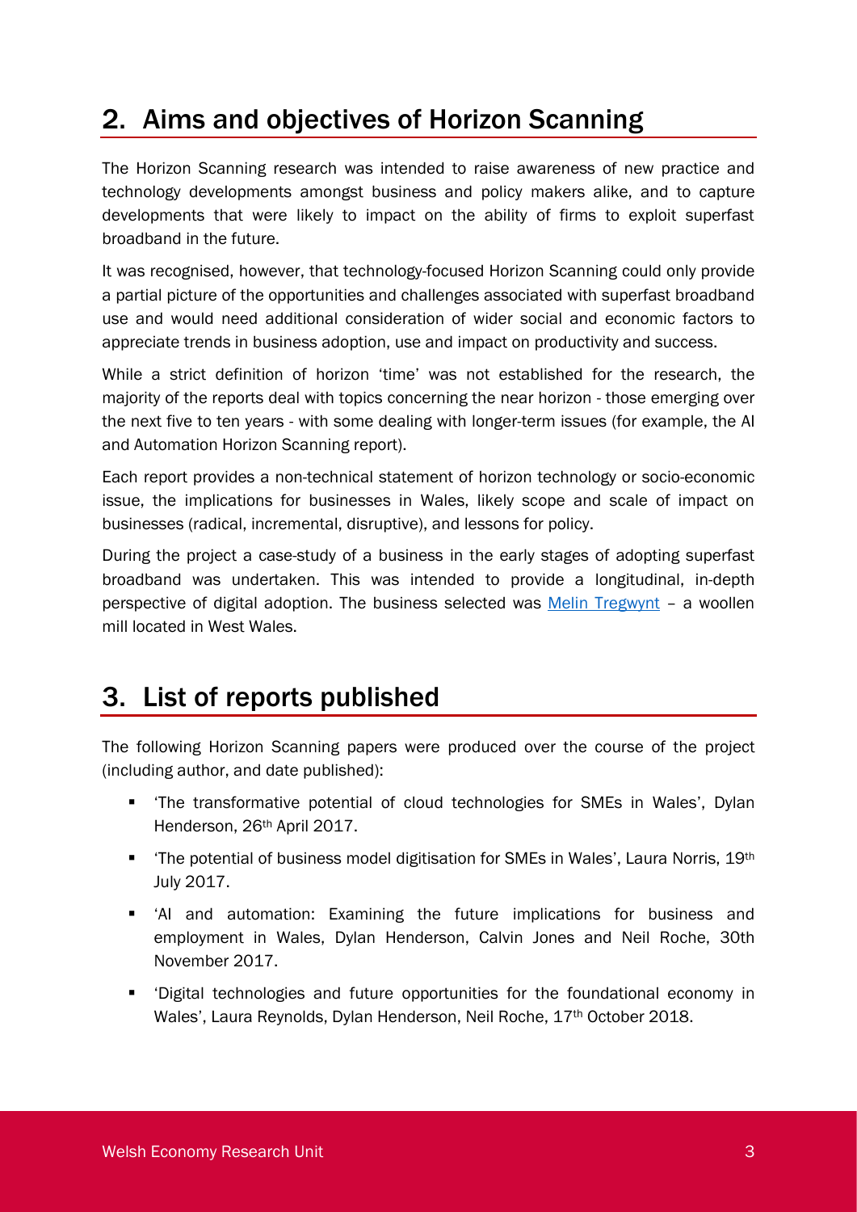## 2. Aims and objectives of Horizon Scanning

The Horizon Scanning research was intended to raise awareness of new practice and technology developments amongst business and policy makers alike, and to capture developments that were likely to impact on the ability of firms to exploit superfast broadband in the future.

It was recognised, however, that technology-focused Horizon Scanning could only provide a partial picture of the opportunities and challenges associated with superfast broadband use and would need additional consideration of wider social and economic factors to appreciate trends in business adoption, use and impact on productivity and success.

While a strict definition of horizon 'time' was not established for the research, the majority of the reports deal with topics concerning the near horizon - those emerging over the next five to ten years - with some dealing with longer-term issues (for example, the AI and Automation Horizon Scanning report).

Each report provides a non-technical statement of horizon technology or socio-economic issue, the implications for businesses in Wales, likely scope and scale of impact on businesses (radical, incremental, disruptive), and lessons for policy.

During the project a case-study of a business in the early stages of adopting superfast broadband was undertaken. This was intended to provide a longitudinal, in-depth perspective of digital adoption. The business selected was Melin Tregwynt – a woollen mill located in West Wales.

## 3. List of reports published

The following Horizon Scanning papers were produced over the course of the project (including author, and date published):

- 'The transformative potential of cloud technologies for SMEs in Wales', Dylan Henderson, 26th April 2017.
- 'The potential of business model digitisation for SMEs in Wales', Laura Norris, 19th July 2017.
- 'AI and automation: Examining the future implications for business and employment in Wales, Dylan Henderson, Calvin Jones and Neil Roche, 30th November 2017.
- 'Digital technologies and future opportunities for the foundational economy in Wales', Laura Reynolds, Dylan Henderson, Neil Roche, 17th October 2018.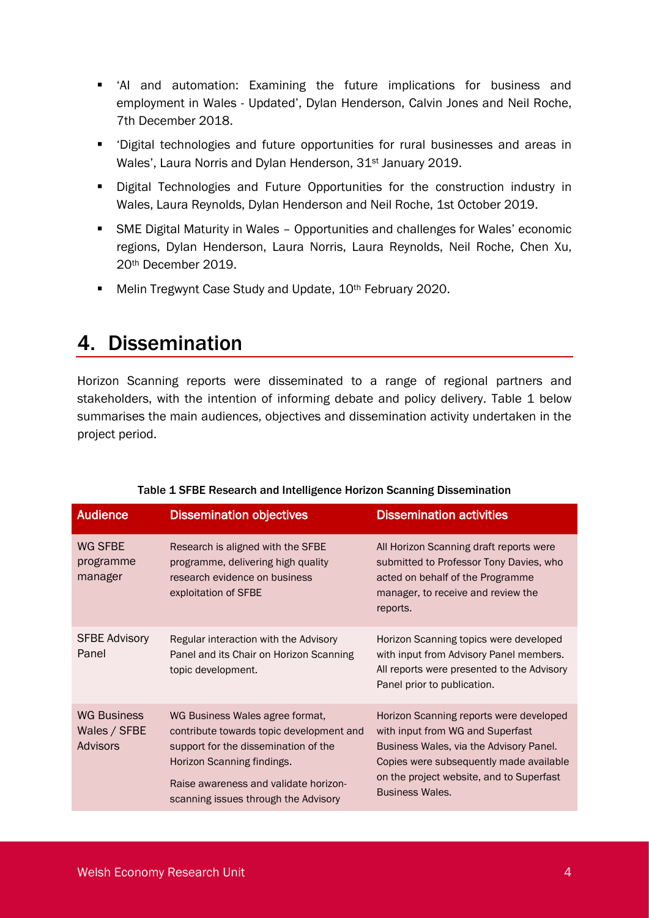- 'AI and automation: Examining the future implications for business and employment in Wales - Updated', Dylan Henderson, Calvin Jones and Neil Roche, 7th December 2018.
- 'Digital technologies and future opportunities for rural businesses and areas in Wales', Laura Norris and Dylan Henderson, 31st January 2019.
- Digital Technologies and Future Opportunities for the construction industry in Wales, Laura Reynolds, Dylan Henderson and Neil Roche, 1st October 2019.
- SME Digital Maturity in Wales – Opportunities and challenges for Wales' economic regions, Dylan Henderson, Laura Norris, Laura Reynolds, Neil Roche, Chen Xu, 20th December 2019.
- Melin Tregwynt Case Study and Update, 10th February 2020.

# 4. Dissemination

Horizon Scanning reports were disseminated to a range of regional partners and stakeholders, with the intention of informing debate and policy delivery. Table 1 below summarises the main audiences, objectives and dissemination activity undertaken in the project period.

Table 1 SFBE Research and Intelligence Horizon Scanning Dissemination

| Audience | Dissemination objectives | Dissemination activities |
|---|---|---|
| WG SFBE programme manager | Research is aligned with the SFBE programme, delivering high quality research evidence on business exploitation of SFBE | All Horizon Scanning draft reports were submitted to Professor Tony Davies, who acted on behalf of the Programme manager, to receive and review the reports. |
| SFBE Advisory Panel | Regular interaction with the Advisory Panel and its Chair on Horizon Scanning topic development. | Horizon Scanning topics were developed with input from Advisory Panel members. All reports were presented to the Advisory Panel prior to publication. |
| WG Business Wales / SFBE Advisors | WG Business Wales agree format, contribute towards topic development and support for the dissemination of the Horizon Scanning findings. Raise awareness and validate horizon-scanning issues through the Advisory | Horizon Scanning reports were developed with input from WG and Superfast Business Wales, via the Advisory Panel. Copies were subsequently made available on the project website, and to Superfast Business Wales. |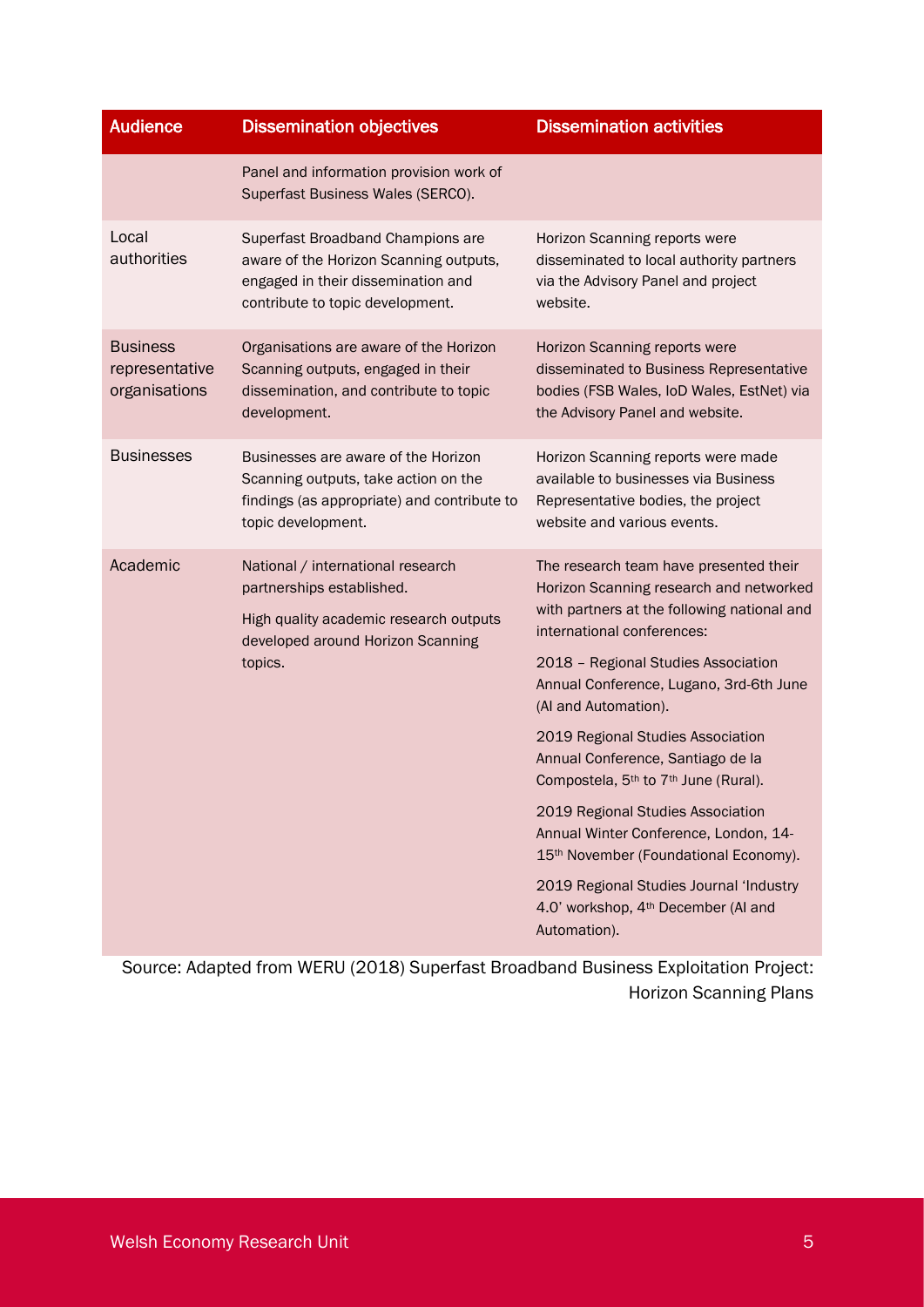| Audience | Dissemination objectives | Dissemination activities |
|---|---|---|
| | Panel and information provision work of Superfast Business Wales (SERCO). | |
| Local authorities | Superfast Broadband Champions are aware of the Horizon Scanning outputs, engaged in their dissemination and contribute to topic development. | Horizon Scanning reports were disseminated to local authority partners via the Advisory Panel and project website. |
| Business representative organisations | Organisations are aware of the Horizon Scanning outputs, engaged in their dissemination, and contribute to topic development. | Horizon Scanning reports were disseminated to Business Representative bodies (FSB Wales, IoD Wales, EstNet) via the Advisory Panel and website. |
| Businesses | Businesses are aware of the Horizon Scanning outputs, take action on the findings (as appropriate) and contribute to topic development. | Horizon Scanning reports were made available to businesses via Business Representative bodies, the project website and various events. |
| Academic | National / international research partnerships established.<br><br>High quality academic research outputs developed around Horizon Scanning topics. | The research team have presented their Horizon Scanning research and networked with partners at the following national and international conferences:<br><br>2018 – Regional Studies Association Annual Conference, Lugano, 3rd-6th June (AI and Automation).<br><br>2019 Regional Studies Association Annual Conference, Santiago de la Compostela, 5th to 7th June (Rural).<br><br>2019 Regional Studies Association Annual Winter Conference, London, 14-15th November (Foundational Economy).<br><br>2019 Regional Studies Journal 'Industry 4.0' workshop, 4th December (AI and Automation). |

Source: Adapted from WERU (2018) Superfast Broadband Business Exploitation Project: Horizon Scanning Plans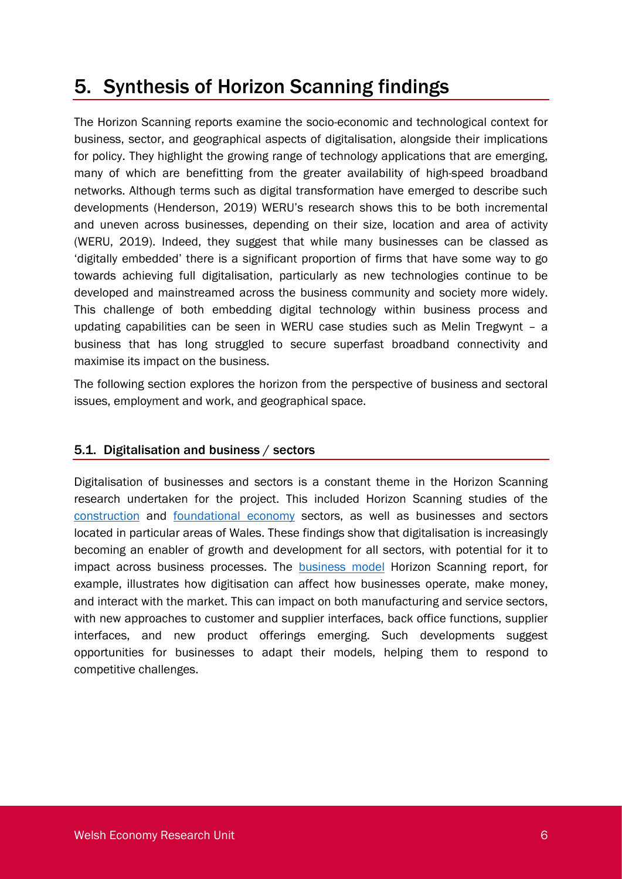# 5. Synthesis of Horizon Scanning findings

The Horizon Scanning reports examine the socio-economic and technological context for business, sector, and geographical aspects of digitalisation, alongside their implications for policy. They highlight the growing range of technology applications that are emerging, many of which are benefitting from the greater availability of high-speed broadband networks. Although terms such as digital transformation have emerged to describe such developments (Henderson, 2019) WERU's research shows this to be both incremental and uneven across businesses, depending on their size, location and area of activity (WERU, 2019). Indeed, they suggest that while many businesses can be classed as 'digitally embedded' there is a significant proportion of firms that have some way to go towards achieving full digitalisation, particularly as new technologies continue to be developed and mainstreamed across the business community and society more widely. This challenge of both embedding digital technology within business process and updating capabilities can be seen in WERU case studies such as Melin Tregwynt – a business that has long struggled to secure superfast broadband connectivity and maximise its impact on the business.

The following section explores the horizon from the perspective of business and sectoral issues, employment and work, and geographical space.

## 5.1. Digitalisation and business / sectors

Digitalisation of businesses and sectors is a constant theme in the Horizon Scanning research undertaken for the project. This included Horizon Scanning studies of the construction and foundational economy sectors, as well as businesses and sectors located in particular areas of Wales. These findings show that digitalisation is increasingly becoming an enabler of growth and development for all sectors, with potential for it to impact across business processes. The business model Horizon Scanning report, for example, illustrates how digitisation can affect how businesses operate, make money, and interact with the market. This can impact on both manufacturing and service sectors, with new approaches to customer and supplier interfaces, back office functions, supplier interfaces, and new product offerings emerging. Such developments suggest opportunities for businesses to adapt their models, helping them to respond to competitive challenges.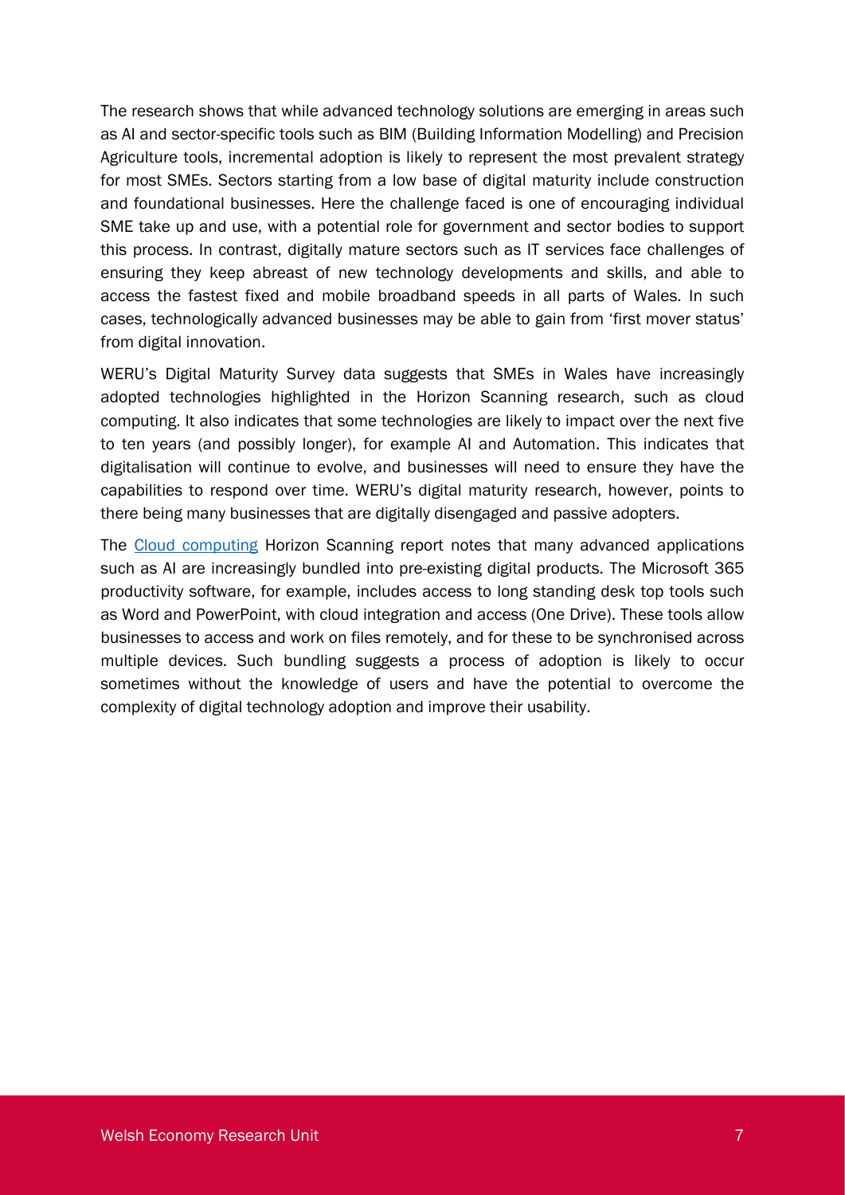The research shows that while advanced technology solutions are emerging in areas such as AI and sector-specific tools such as BIM (Building Information Modelling) and Precision Agriculture tools, incremental adoption is likely to represent the most prevalent strategy for most SMEs. Sectors starting from a low base of digital maturity include construction and foundational businesses. Here the challenge faced is one of encouraging individual SME take up and use, with a potential role for government and sector bodies to support this process. In contrast, digitally mature sectors such as IT services face challenges of ensuring they keep abreast of new technology developments and skills, and able to access the fastest fixed and mobile broadband speeds in all parts of Wales. In such cases, technologically advanced businesses may be able to gain from 'first mover status' from digital innovation.

WERU's Digital Maturity Survey data suggests that SMEs in Wales have increasingly adopted technologies highlighted in the Horizon Scanning research, such as cloud computing. It also indicates that some technologies are likely to impact over the next five to ten years (and possibly longer), for example AI and Automation. This indicates that digitalisation will continue to evolve, and businesses will need to ensure they have the capabilities to respond over time. WERU's digital maturity research, however, points to there being many businesses that are digitally disengaged and passive adopters.

The Cloud computing Horizon Scanning report notes that many advanced applications such as AI are increasingly bundled into pre-existing digital products. The Microsoft 365 productivity software, for example, includes access to long standing desk top tools such as Word and PowerPoint, with cloud integration and access (One Drive). These tools allow businesses to access and work on files remotely, and for these to be synchronised across multiple devices. Such bundling suggests a process of adoption is likely to occur sometimes without the knowledge of users and have the potential to overcome the complexity of digital technology adoption and improve their usability.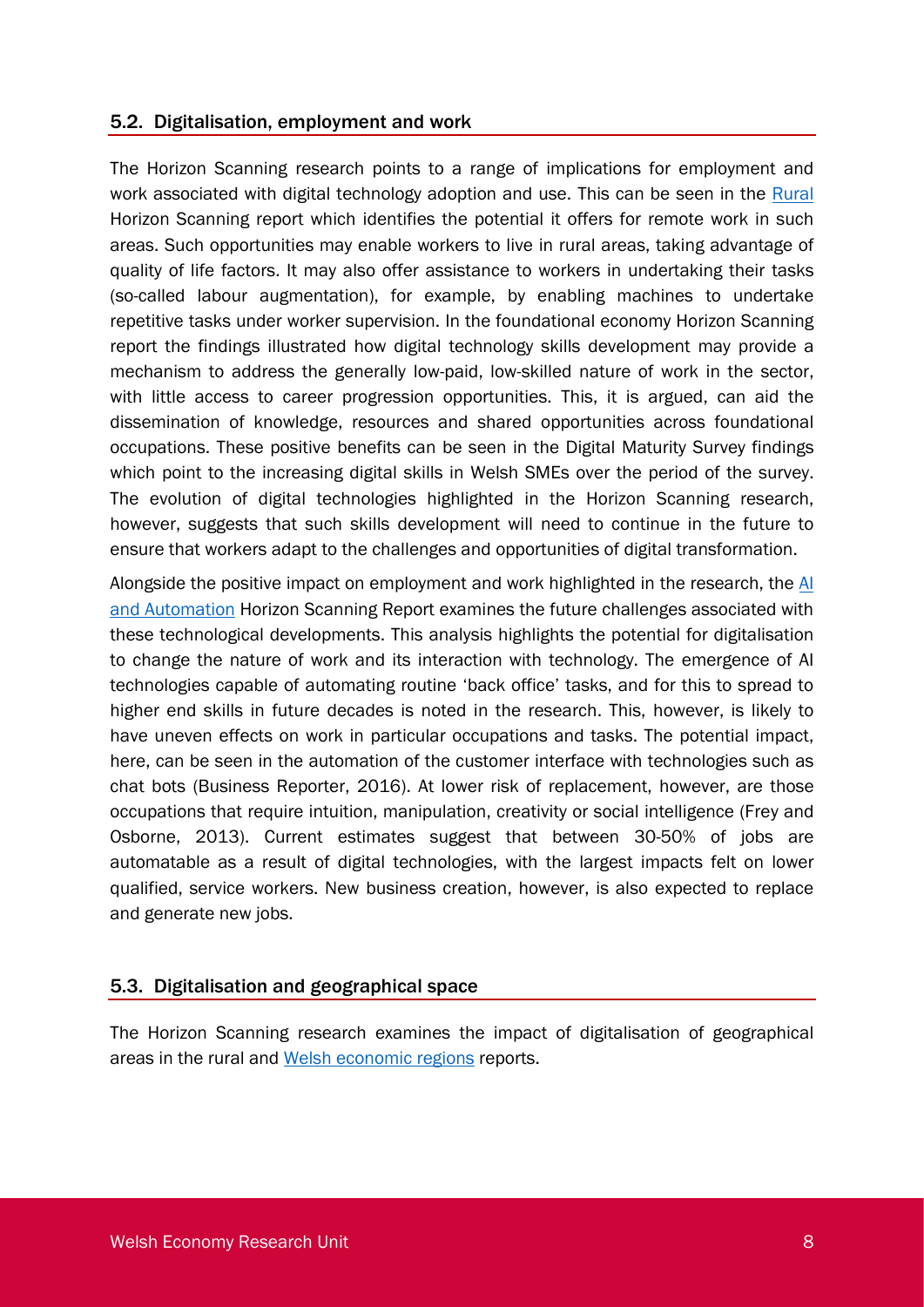## 5.2. Digitalisation, employment and work

The Horizon Scanning research points to a range of implications for employment and work associated with digital technology adoption and use. This can be seen in the Rural Horizon Scanning report which identifies the potential it offers for remote work in such areas. Such opportunities may enable workers to live in rural areas, taking advantage of quality of life factors. It may also offer assistance to workers in undertaking their tasks (so-called labour augmentation), for example, by enabling machines to undertake repetitive tasks under worker supervision. In the foundational economy Horizon Scanning report the findings illustrated how digital technology skills development may provide a mechanism to address the generally low-paid, low-skilled nature of work in the sector, with little access to career progression opportunities. This, it is argued, can aid the dissemination of knowledge, resources and shared opportunities across foundational occupations. These positive benefits can be seen in the Digital Maturity Survey findings which point to the increasing digital skills in Welsh SMEs over the period of the survey. The evolution of digital technologies highlighted in the Horizon Scanning research, however, suggests that such skills development will need to continue in the future to ensure that workers adapt to the challenges and opportunities of digital transformation.

Alongside the positive impact on employment and work highlighted in the research, the AI and Automation Horizon Scanning Report examines the future challenges associated with these technological developments. This analysis highlights the potential for digitalisation to change the nature of work and its interaction with technology. The emergence of AI technologies capable of automating routine 'back office' tasks, and for this to spread to higher end skills in future decades is noted in the research. This, however, is likely to have uneven effects on work in particular occupations and tasks. The potential impact, here, can be seen in the automation of the customer interface with technologies such as chat bots (Business Reporter, 2016). At lower risk of replacement, however, are those occupations that require intuition, manipulation, creativity or social intelligence (Frey and Osborne, 2013). Current estimates suggest that between 30-50% of jobs are automatable as a result of digital technologies, with the largest impacts felt on lower qualified, service workers. New business creation, however, is also expected to replace and generate new jobs.

## 5.3. Digitalisation and geographical space

The Horizon Scanning research examines the impact of digitalisation of geographical areas in the rural and Welsh economic regions reports.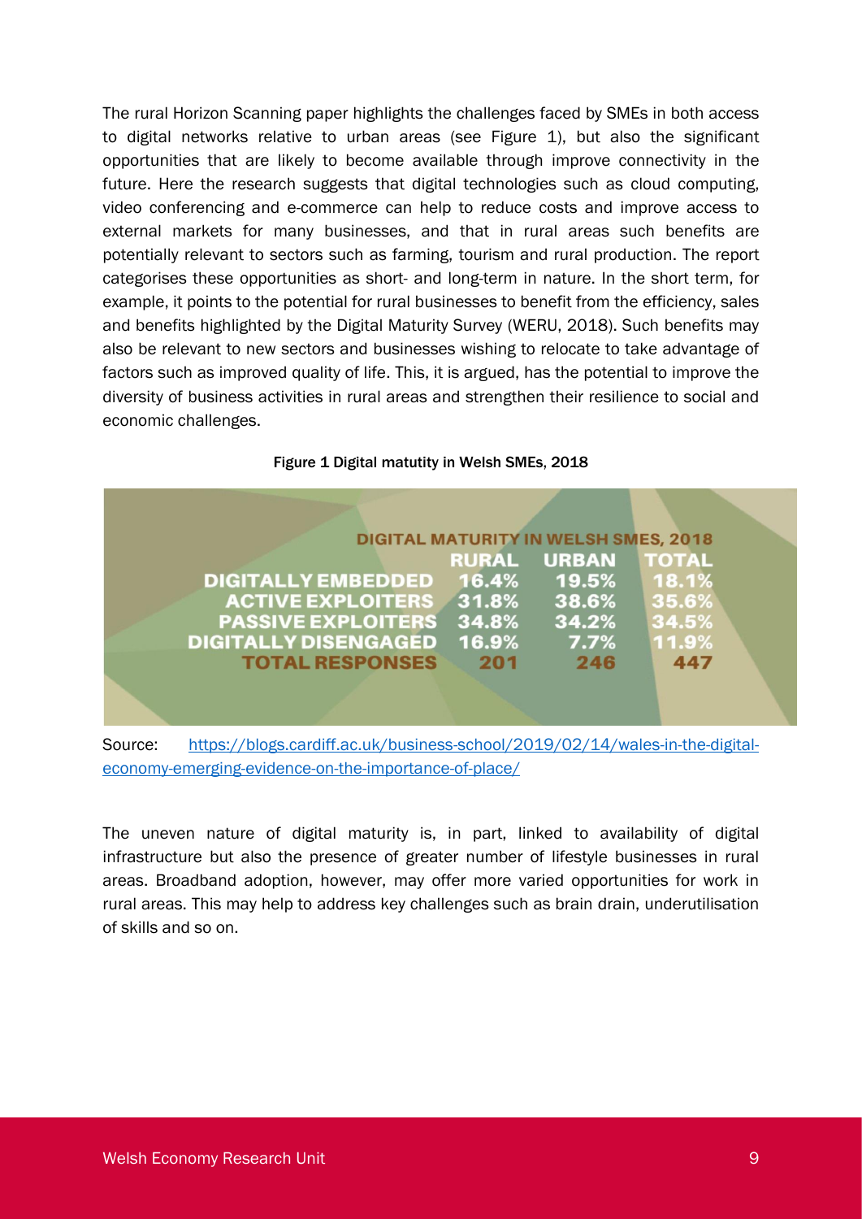The rural Horizon Scanning paper highlights the challenges faced by SMEs in both access to digital networks relative to urban areas (see Figure 1), but also the significant opportunities that are likely to become available through improve connectivity in the future. Here the research suggests that digital technologies such as cloud computing, video conferencing and e-commerce can help to reduce costs and improve access to external markets for many businesses, and that in rural areas such benefits are potentially relevant to sectors such as farming, tourism and rural production. The report categorises these opportunities as short- and long-term in nature. In the short term, for example, it points to the potential for rural businesses to benefit from the efficiency, sales and benefits highlighted by the Digital Maturity Survey (WERU, 2018). Such benefits may also be relevant to new sectors and businesses wishing to relocate to take advantage of factors such as improved quality of life. This, it is argued, has the potential to improve the diversity of business activities in rural areas and strengthen their resilience to social and economic challenges.

**Figure 1 Digital matutity in Welsh SMEs, 2018**

**DIGITAL MATURITY IN WELSH SMES, 2018**

| | RURAL | URBAN | TOTAL |
|---|---|---|---|
| DIGITALLY EMBEDDED | 16.4% | 19.5% | 18.1% |
| ACTIVE EXPLOITERS | 31.8% | 38.6% | 35.6% |
| PASSIVE EXPLOITERS | 34.8% | 34.2% | 34.5% |
| DIGITALLY DISENGAGED | 16.9% | 7.7% | 11.9% |
| TOTAL RESPONSES | 201 | 246 | 447 |

Source: https://blogs.cardiff.ac.uk/business-school/2019/02/14/wales-in-the-digital-economy-emerging-evidence-on-the-importance-of-place/

The uneven nature of digital maturity is, in part, linked to availability of digital infrastructure but also the presence of greater number of lifestyle businesses in rural areas. Broadband adoption, however, may offer more varied opportunities for work in rural areas. This may help to address key challenges such as brain drain, underutilisation of skills and so on.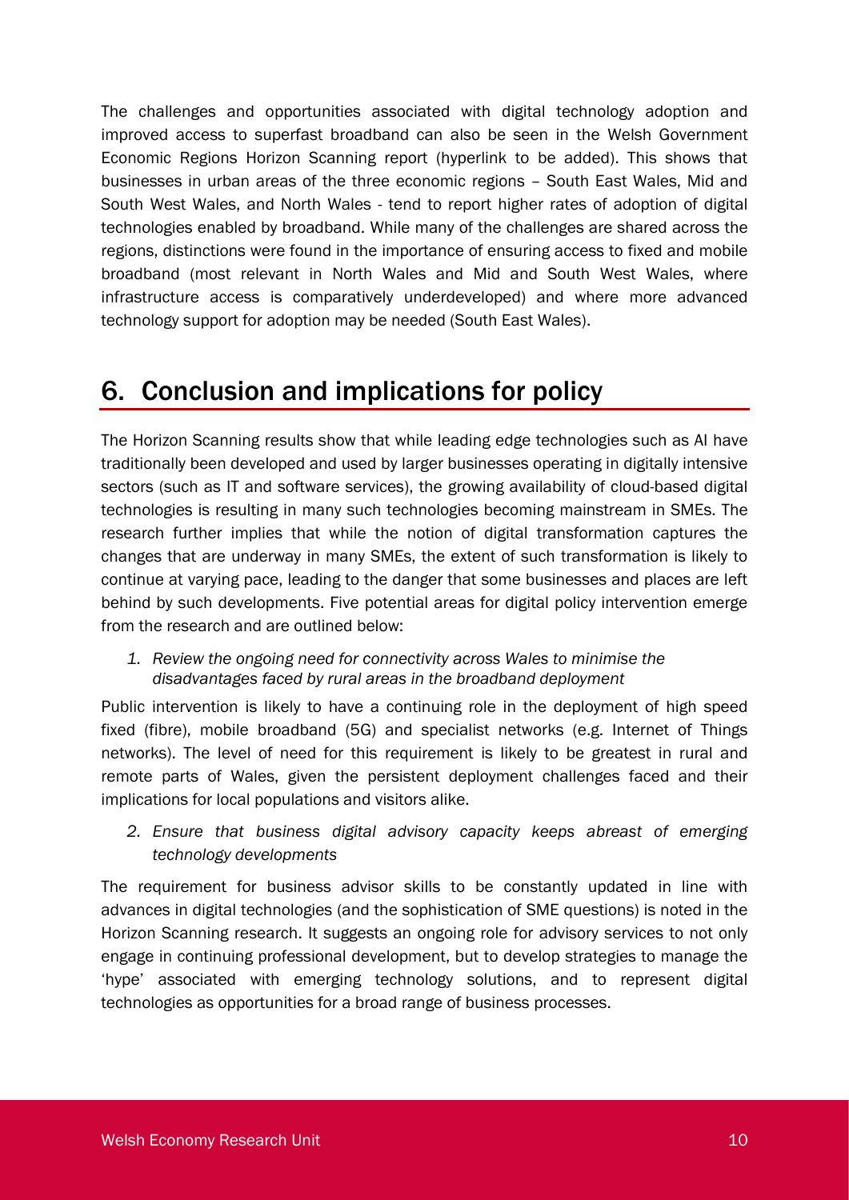The challenges and opportunities associated with digital technology adoption and improved access to superfast broadband can also be seen in the Welsh Government Economic Regions Horizon Scanning report (hyperlink to be added). This shows that businesses in urban areas of the three economic regions – South East Wales, Mid and South West Wales, and North Wales - tend to report higher rates of adoption of digital technologies enabled by broadband. While many of the challenges are shared across the regions, distinctions were found in the importance of ensuring access to fixed and mobile broadband (most relevant in North Wales and Mid and South West Wales, where infrastructure access is comparatively underdeveloped) and where more advanced technology support for adoption may be needed (South East Wales).

# 6. Conclusion and implications for policy

The Horizon Scanning results show that while leading edge technologies such as AI have traditionally been developed and used by larger businesses operating in digitally intensive sectors (such as IT and software services), the growing availability of cloud-based digital technologies is resulting in many such technologies becoming mainstream in SMEs. The research further implies that while the notion of digital transformation captures the changes that are underway in many SMEs, the extent of such transformation is likely to continue at varying pace, leading to the danger that some businesses and places are left behind by such developments. Five potential areas for digital policy intervention emerge from the research and are outlined below:

1. *Review the ongoing need for connectivity across Wales to minimise the disadvantages faced by rural areas in the broadband deployment*

Public intervention is likely to have a continuing role in the deployment of high speed fixed (fibre), mobile broadband (5G) and specialist networks (e.g. Internet of Things networks). The level of need for this requirement is likely to be greatest in rural and remote parts of Wales, given the persistent deployment challenges faced and their implications for local populations and visitors alike.

2. *Ensure that business digital advisory capacity keeps abreast of emerging technology developments*

The requirement for business advisor skills to be constantly updated in line with advances in digital technologies (and the sophistication of SME questions) is noted in the Horizon Scanning research. It suggests an ongoing role for advisory services to not only engage in continuing professional development, but to develop strategies to manage the 'hype' associated with emerging technology solutions, and to represent digital technologies as opportunities for a broad range of business processes.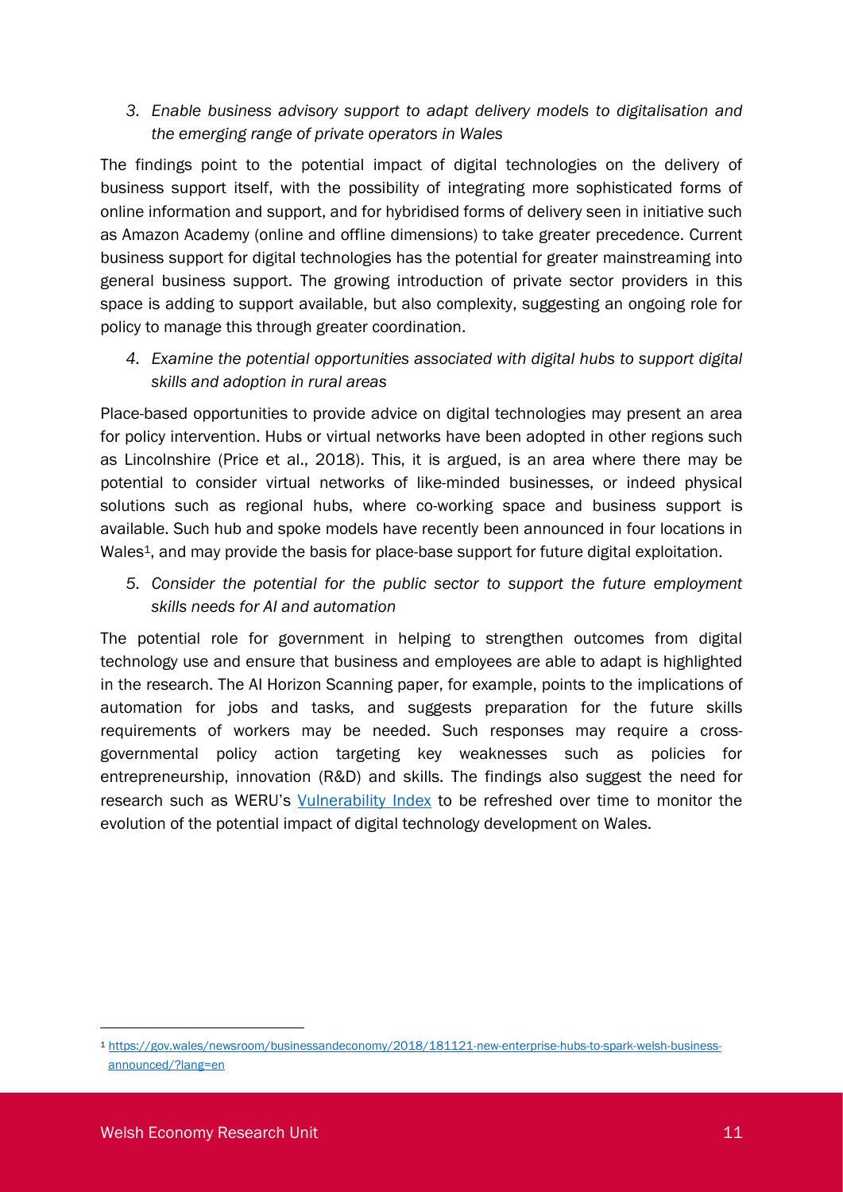3. *Enable business advisory support to adapt delivery models to digitalisation and the emerging range of private operators in Wales*

The findings point to the potential impact of digital technologies on the delivery of business support itself, with the possibility of integrating more sophisticated forms of online information and support, and for hybridised forms of delivery seen in initiative such as Amazon Academy (online and offline dimensions) to take greater precedence. Current business support for digital technologies has the potential for greater mainstreaming into general business support. The growing introduction of private sector providers in this space is adding to support available, but also complexity, suggesting an ongoing role for policy to manage this through greater coordination.

4. *Examine the potential opportunities associated with digital hubs to support digital skills and adoption in rural areas*

Place-based opportunities to provide advice on digital technologies may present an area for policy intervention. Hubs or virtual networks have been adopted in other regions such as Lincolnshire (Price et al., 2018). This, it is argued, is an area where there may be potential to consider virtual networks of like-minded businesses, or indeed physical solutions such as regional hubs, where co-working space and business support is available. Such hub and spoke models have recently been announced in four locations in Wales[1], and may provide the basis for place-base support for future digital exploitation.

5. *Consider the potential for the public sector to support the future employment skills needs for AI and automation*

The potential role for government in helping to strengthen outcomes from digital technology use and ensure that business and employees are able to adapt is highlighted in the research. The AI Horizon Scanning paper, for example, points to the implications of automation for jobs and tasks, and suggests preparation for the future skills requirements of workers may be needed. Such responses may require a cross-governmental policy action targeting key weaknesses such as policies for entrepreneurship, innovation (R&D) and skills. The findings also suggest the need for research such as WERU's Vulnerability Index to be refreshed over time to monitor the evolution of the potential impact of digital technology development on Wales.

---

[1] https://gov.wales/newsroom/businessandeconomy/2018/181121-new-enterprise-hubs-to-spark-welsh-business-announced/?lang=en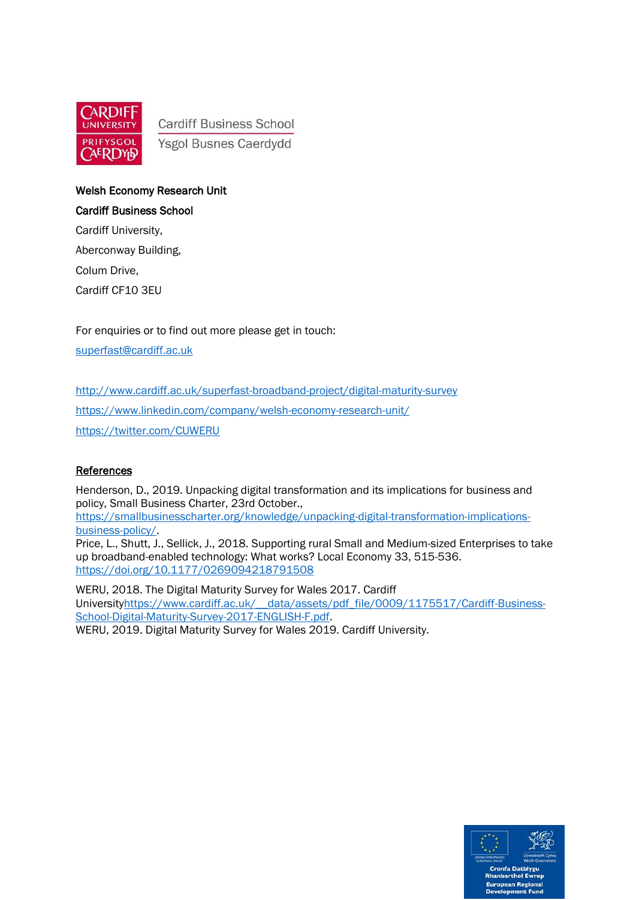Cardiff Business School
Ysgol Busnes Caerdydd

**Welsh Economy Research Unit**

**Cardiff Business School**

Cardiff University,

Aberconway Building,

Colum Drive,

Cardiff CF10 3EU

For enquiries or to find out more please get in touch:

superfast@cardiff.ac.uk

http://www.cardiff.ac.uk/superfast-broadband-project/digital-maturity-survey

https://www.linkedin.com/company/welsh-economy-research-unit/

https://twitter.com/CUWERU

## References

Henderson, D., 2019. Unpacking digital transformation and its implications for business and policy, Small Business Charter, 23rd October., https://smallbusinesscharter.org/knowledge/unpacking-digital-transformation-implications-business-policy/.

Price, L., Shutt, J., Sellick, J., 2018. Supporting rural Small and Medium-sized Enterprises to take up broadband-enabled technology: What works? Local Economy 33, 515-536. https://doi.org/10.1177/0269094218791508

WERU, 2018. The Digital Maturity Survey for Wales 2017. Cardiff Universityhttps://www.cardiff.ac.uk/__data/assets/pdf_file/0009/1175517/Cardiff-Business-School-Digital-Maturity-Survey-2017-ENGLISH-F.pdf.

WERU, 2019. Digital Maturity Survey for Wales 2019. Cardiff University.

Cronfa Datblygu Rhanbarthol Ewrop
European Regional Development Fund